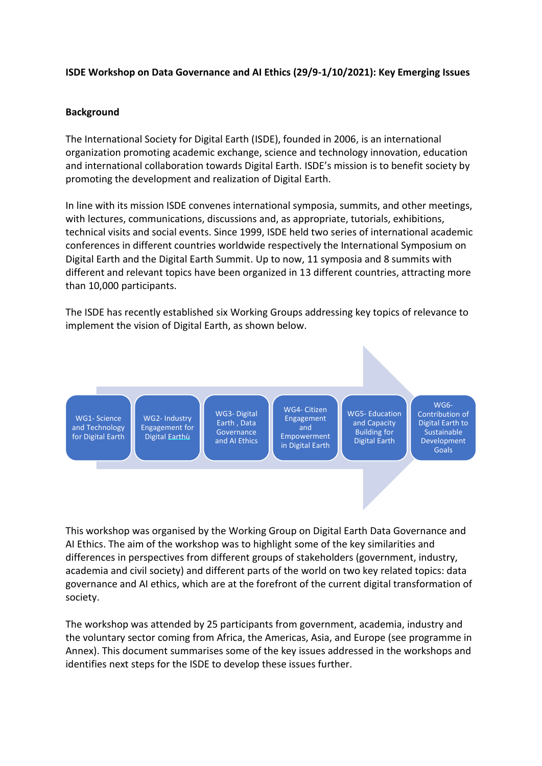**ISDE Workshop on Data Governance and AI Ethics (29/9-1/10/2021): Key Emerging Issues**

**Background**

The International Society for Digital Earth (ISDE), founded in 2006, is an international organization promoting academic exchange, science and technology innovation, education and international collaboration towards Digital Earth. ISDE's mission is to benefit society by promoting the development and realization of Digital Earth.

In line with its mission ISDE convenes international symposia, summits, and other meetings, with lectures, communications, discussions and, as appropriate, tutorials, exhibitions, technical visits and social events. Since 1999, ISDE held two series of international academic conferences in different countries worldwide respectively the International Symposium on Digital Earth and the Digital Earth Summit. Up to now, 11 symposia and 8 summits with different and relevant topics have been organized in 13 different countries, attracting more than 10,000 participants.

The ISDE has recently established six Working Groups addressing key topics of relevance to implement the vision of Digital Earth, as shown below.

- WG1- Science and Technology for Digital Earth
- WG2- Industry Engagement for Digital Earthù
- WG3- Digital Earth , Data Governance and AI Ethics
- WG4- Citizen Engagement and Empowerment in Digital Earth
- WG5- Education and Capacity Building for Digital Earth
- WG6- Contribution of Digital Earth to Sustainable Development Goals

This workshop was organised by the Working Group on Digital Earth Data Governance and AI Ethics. The aim of the workshop was to highlight some of the key similarities and differences in perspectives from different groups of stakeholders (government, industry, academia and civil society) and different parts of the world on two key related topics: data governance and AI ethics, which are at the forefront of the current digital transformation of society.

The workshop was attended by 25 participants from government, academia, industry and the voluntary sector coming from Africa, the Americas, Asia, and Europe (see programme in Annex). This document summarises some of the key issues addressed in the workshops and identifies next steps for the ISDE to develop these issues further.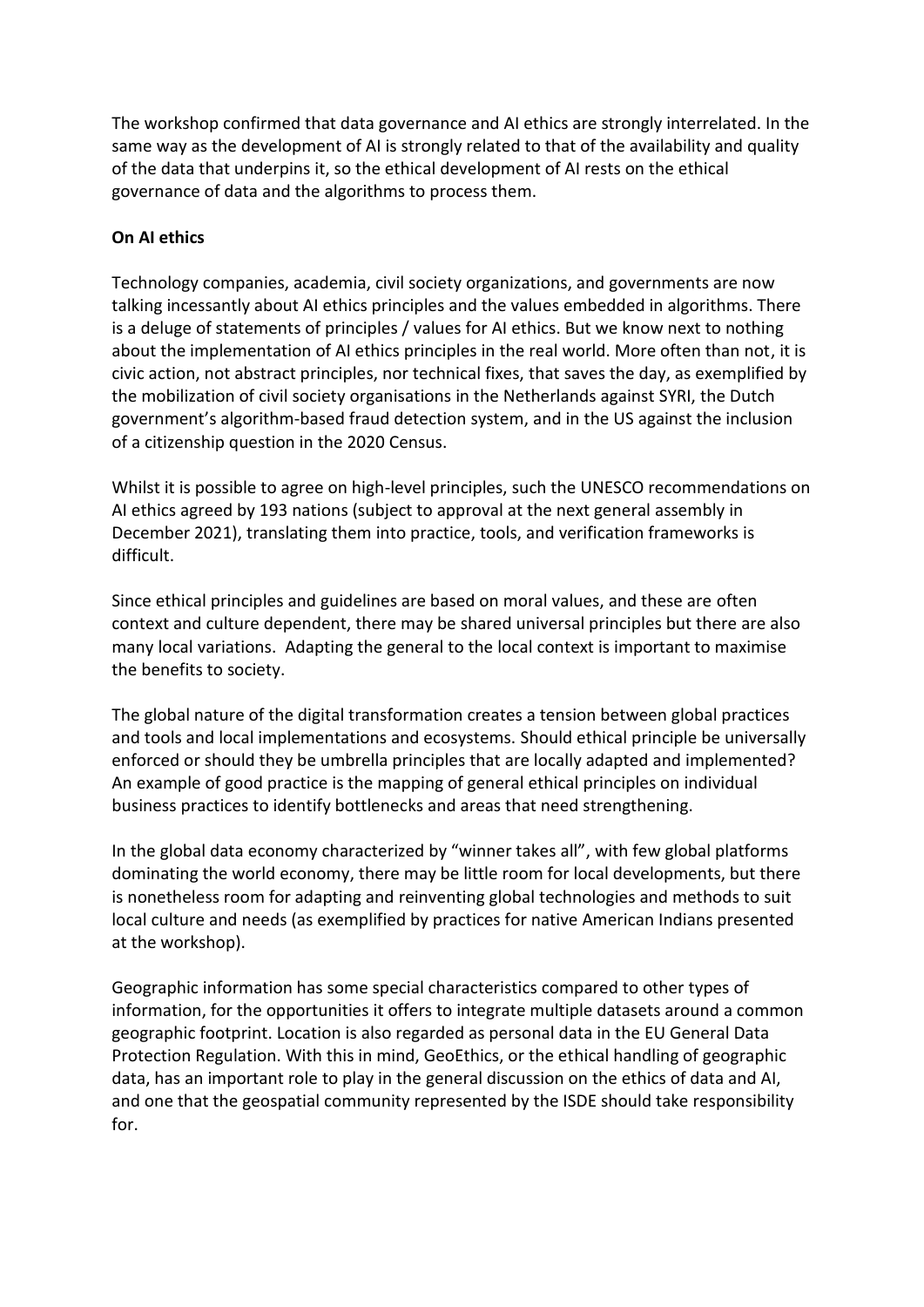The workshop confirmed that data governance and AI ethics are strongly interrelated. In the same way as the development of AI is strongly related to that of the availability and quality of the data that underpins it, so the ethical development of AI rests on the ethical governance of data and the algorithms to process them.

**On AI ethics**

Technology companies, academia, civil society organizations, and governments are now talking incessantly about AI ethics principles and the values embedded in algorithms. There is a deluge of statements of principles / values for AI ethics. But we know next to nothing about the implementation of AI ethics principles in the real world. More often than not, it is civic action, not abstract principles, nor technical fixes, that saves the day, as exemplified by the mobilization of civil society organisations in the Netherlands against SYRI, the Dutch government's algorithm-based fraud detection system, and in the US against the inclusion of a citizenship question in the 2020 Census.

Whilst it is possible to agree on high-level principles, such the UNESCO recommendations on AI ethics agreed by 193 nations (subject to approval at the next general assembly in December 2021), translating them into practice, tools, and verification frameworks is difficult.

Since ethical principles and guidelines are based on moral values, and these are often context and culture dependent, there may be shared universal principles but there are also many local variations. Adapting the general to the local context is important to maximise the benefits to society.

The global nature of the digital transformation creates a tension between global practices and tools and local implementations and ecosystems. Should ethical principle be universally enforced or should they be umbrella principles that are locally adapted and implemented? An example of good practice is the mapping of general ethical principles on individual business practices to identify bottlenecks and areas that need strengthening.

In the global data economy characterized by "winner takes all", with few global platforms dominating the world economy, there may be little room for local developments, but there is nonetheless room for adapting and reinventing global technologies and methods to suit local culture and needs (as exemplified by practices for native American Indians presented at the workshop).

Geographic information has some special characteristics compared to other types of information, for the opportunities it offers to integrate multiple datasets around a common geographic footprint. Location is also regarded as personal data in the EU General Data Protection Regulation. With this in mind, GeoEthics, or the ethical handling of geographic data, has an important role to play in the general discussion on the ethics of data and AI, and one that the geospatial community represented by the ISDE should take responsibility for.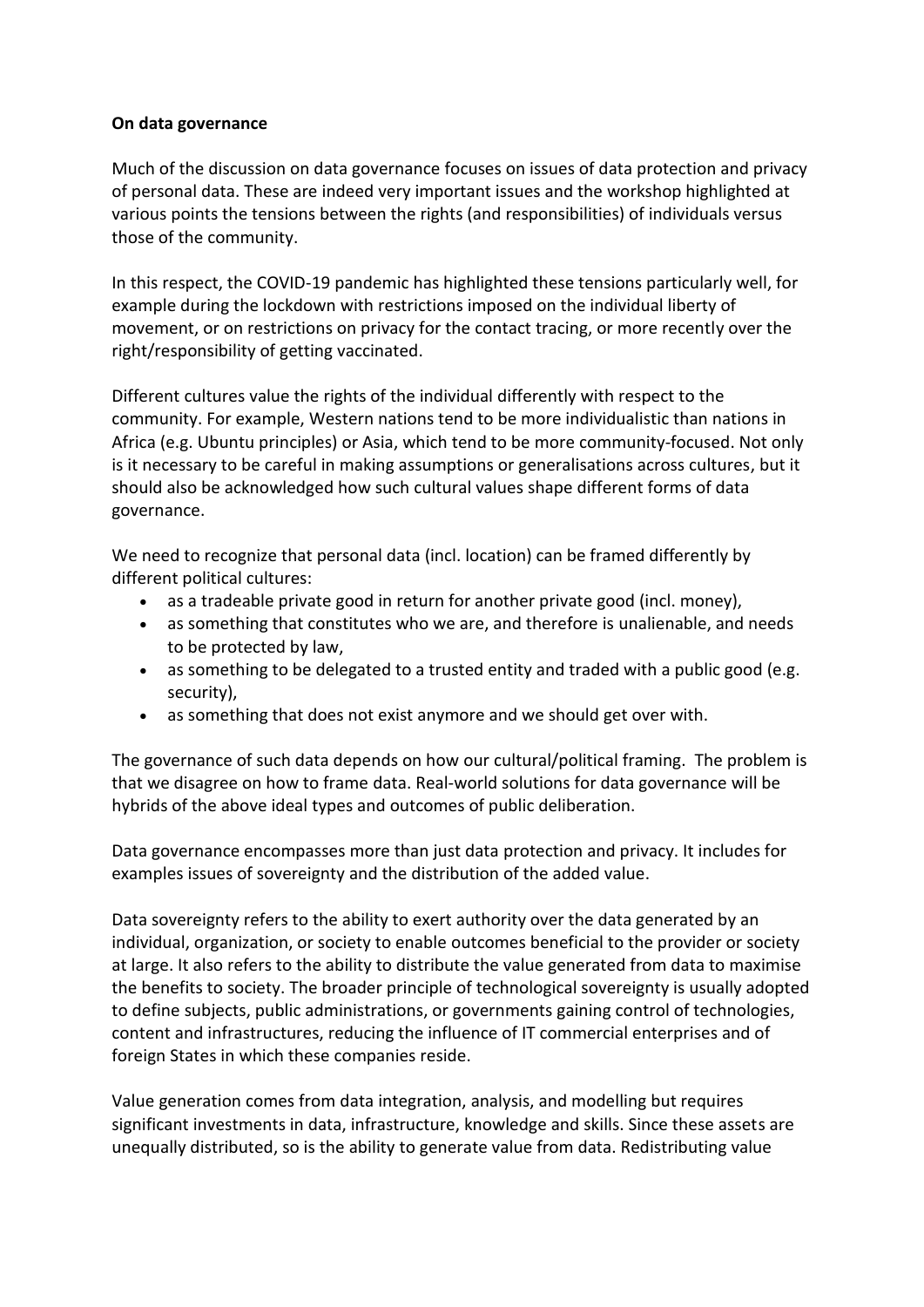**On data governance**

Much of the discussion on data governance focuses on issues of data protection and privacy of personal data. These are indeed very important issues and the workshop highlighted at various points the tensions between the rights (and responsibilities) of individuals versus those of the community.

In this respect, the COVID-19 pandemic has highlighted these tensions particularly well, for example during the lockdown with restrictions imposed on the individual liberty of movement, or on restrictions on privacy for the contact tracing, or more recently over the right/responsibility of getting vaccinated.

Different cultures value the rights of the individual differently with respect to the community. For example, Western nations tend to be more individualistic than nations in Africa (e.g. Ubuntu principles) or Asia, which tend to be more community-focused. Not only is it necessary to be careful in making assumptions or generalisations across cultures, but it should also be acknowledged how such cultural values shape different forms of data governance.

We need to recognize that personal data (incl. location) can be framed differently by different political cultures:

- as a tradeable private good in return for another private good (incl. money),
- as something that constitutes who we are, and therefore is unalienable, and needs to be protected by law,
- as something to be delegated to a trusted entity and traded with a public good (e.g. security),
- as something that does not exist anymore and we should get over with.

The governance of such data depends on how our cultural/political framing. The problem is that we disagree on how to frame data. Real-world solutions for data governance will be hybrids of the above ideal types and outcomes of public deliberation.

Data governance encompasses more than just data protection and privacy. It includes for examples issues of sovereignty and the distribution of the added value.

Data sovereignty refers to the ability to exert authority over the data generated by an individual, organization, or society to enable outcomes beneficial to the provider or society at large. It also refers to the ability to distribute the value generated from data to maximise the benefits to society. The broader principle of technological sovereignty is usually adopted to define subjects, public administrations, or governments gaining control of technologies, content and infrastructures, reducing the influence of IT commercial enterprises and of foreign States in which these companies reside.

Value generation comes from data integration, analysis, and modelling but requires significant investments in data, infrastructure, knowledge and skills. Since these assets are unequally distributed, so is the ability to generate value from data. Redistributing value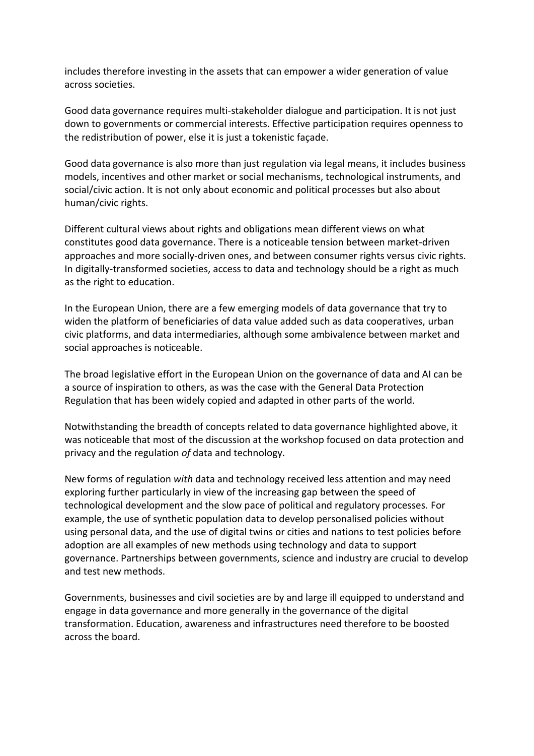includes therefore investing in the assets that can empower a wider generation of value across societies.

Good data governance requires multi-stakeholder dialogue and participation. It is not just down to governments or commercial interests. Effective participation requires openness to the redistribution of power, else it is just a tokenistic façade.

Good data governance is also more than just regulation via legal means, it includes business models, incentives and other market or social mechanisms, technological instruments, and social/civic action. It is not only about economic and political processes but also about human/civic rights.

Different cultural views about rights and obligations mean different views on what constitutes good data governance. There is a noticeable tension between market-driven approaches and more socially-driven ones, and between consumer rights versus civic rights. In digitally-transformed societies, access to data and technology should be a right as much as the right to education.

In the European Union, there are a few emerging models of data governance that try to widen the platform of beneficiaries of data value added such as data cooperatives, urban civic platforms, and data intermediaries, although some ambivalence between market and social approaches is noticeable.

The broad legislative effort in the European Union on the governance of data and AI can be a source of inspiration to others, as was the case with the General Data Protection Regulation that has been widely copied and adapted in other parts of the world.

Notwithstanding the breadth of concepts related to data governance highlighted above, it was noticeable that most of the discussion at the workshop focused on data protection and privacy and the regulation *of* data and technology.

New forms of regulation *with* data and technology received less attention and may need exploring further particularly in view of the increasing gap between the speed of technological development and the slow pace of political and regulatory processes. For example, the use of synthetic population data to develop personalised policies without using personal data, and the use of digital twins or cities and nations to test policies before adoption are all examples of new methods using technology and data to support governance. Partnerships between governments, science and industry are crucial to develop and test new methods.

Governments, businesses and civil societies are by and large ill equipped to understand and engage in data governance and more generally in the governance of the digital transformation. Education, awareness and infrastructures need therefore to be boosted across the board.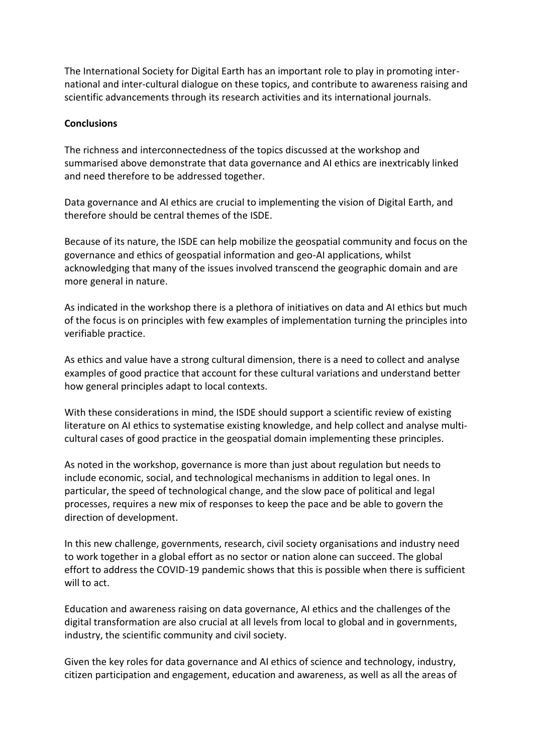The International Society for Digital Earth has an important role to play in promoting international and inter-cultural dialogue on these topics, and contribute to awareness raising and scientific advancements through its research activities and its international journals.

**Conclusions**

The richness and interconnectedness of the topics discussed at the workshop and summarised above demonstrate that data governance and AI ethics are inextricably linked and need therefore to be addressed together.

Data governance and AI ethics are crucial to implementing the vision of Digital Earth, and therefore should be central themes of the ISDE.

Because of its nature, the ISDE can help mobilize the geospatial community and focus on the governance and ethics of geospatial information and geo-AI applications, whilst acknowledging that many of the issues involved transcend the geographic domain and are more general in nature.

As indicated in the workshop there is a plethora of initiatives on data and AI ethics but much of the focus is on principles with few examples of implementation turning the principles into verifiable practice.

As ethics and value have a strong cultural dimension, there is a need to collect and analyse examples of good practice that account for these cultural variations and understand better how general principles adapt to local contexts.

With these considerations in mind, the ISDE should support a scientific review of existing literature on AI ethics to systematise existing knowledge, and help collect and analyse multi-cultural cases of good practice in the geospatial domain implementing these principles.

As noted in the workshop, governance is more than just about regulation but needs to include economic, social, and technological mechanisms in addition to legal ones. In particular, the speed of technological change, and the slow pace of political and legal processes, requires a new mix of responses to keep the pace and be able to govern the direction of development.

In this new challenge, governments, research, civil society organisations and industry need to work together in a global effort as no sector or nation alone can succeed. The global effort to address the COVID-19 pandemic shows that this is possible when there is sufficient will to act.

Education and awareness raising on data governance, AI ethics and the challenges of the digital transformation are also crucial at all levels from local to global and in governments, industry, the scientific community and civil society.

Given the key roles for data governance and AI ethics of science and technology, industry, citizen participation and engagement, education and awareness, as well as all the areas of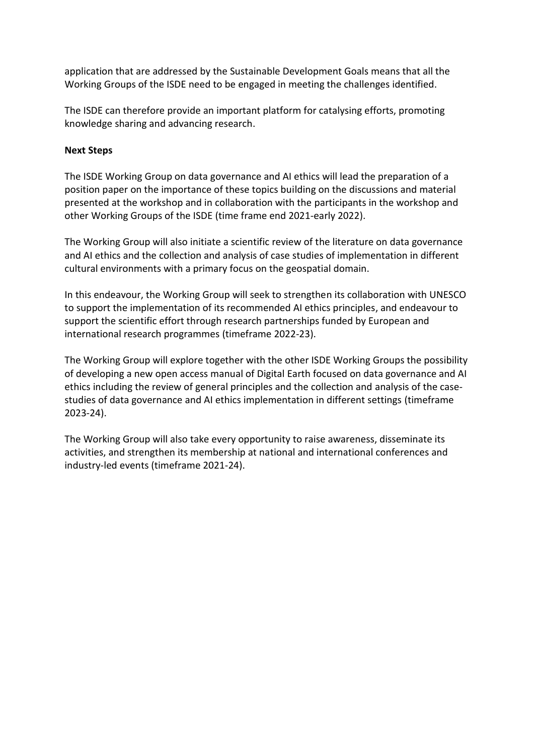application that are addressed by the Sustainable Development Goals means that all the Working Groups of the ISDE need to be engaged in meeting the challenges identified.

The ISDE can therefore provide an important platform for catalysing efforts, promoting knowledge sharing and advancing research.

**Next Steps**

The ISDE Working Group on data governance and AI ethics will lead the preparation of a position paper on the importance of these topics building on the discussions and material presented at the workshop and in collaboration with the participants in the workshop and other Working Groups of the ISDE (time frame end 2021-early 2022).

The Working Group will also initiate a scientific review of the literature on data governance and AI ethics and the collection and analysis of case studies of implementation in different cultural environments with a primary focus on the geospatial domain.

In this endeavour, the Working Group will seek to strengthen its collaboration with UNESCO to support the implementation of its recommended AI ethics principles, and endeavour to support the scientific effort through research partnerships funded by European and international research programmes (timeframe 2022-23).

The Working Group will explore together with the other ISDE Working Groups the possibility of developing a new open access manual of Digital Earth focused on data governance and AI ethics including the review of general principles and the collection and analysis of the case-studies of data governance and AI ethics implementation in different settings (timeframe 2023-24).

The Working Group will also take every opportunity to raise awareness, disseminate its activities, and strengthen its membership at national and international conferences and industry-led events (timeframe 2021-24).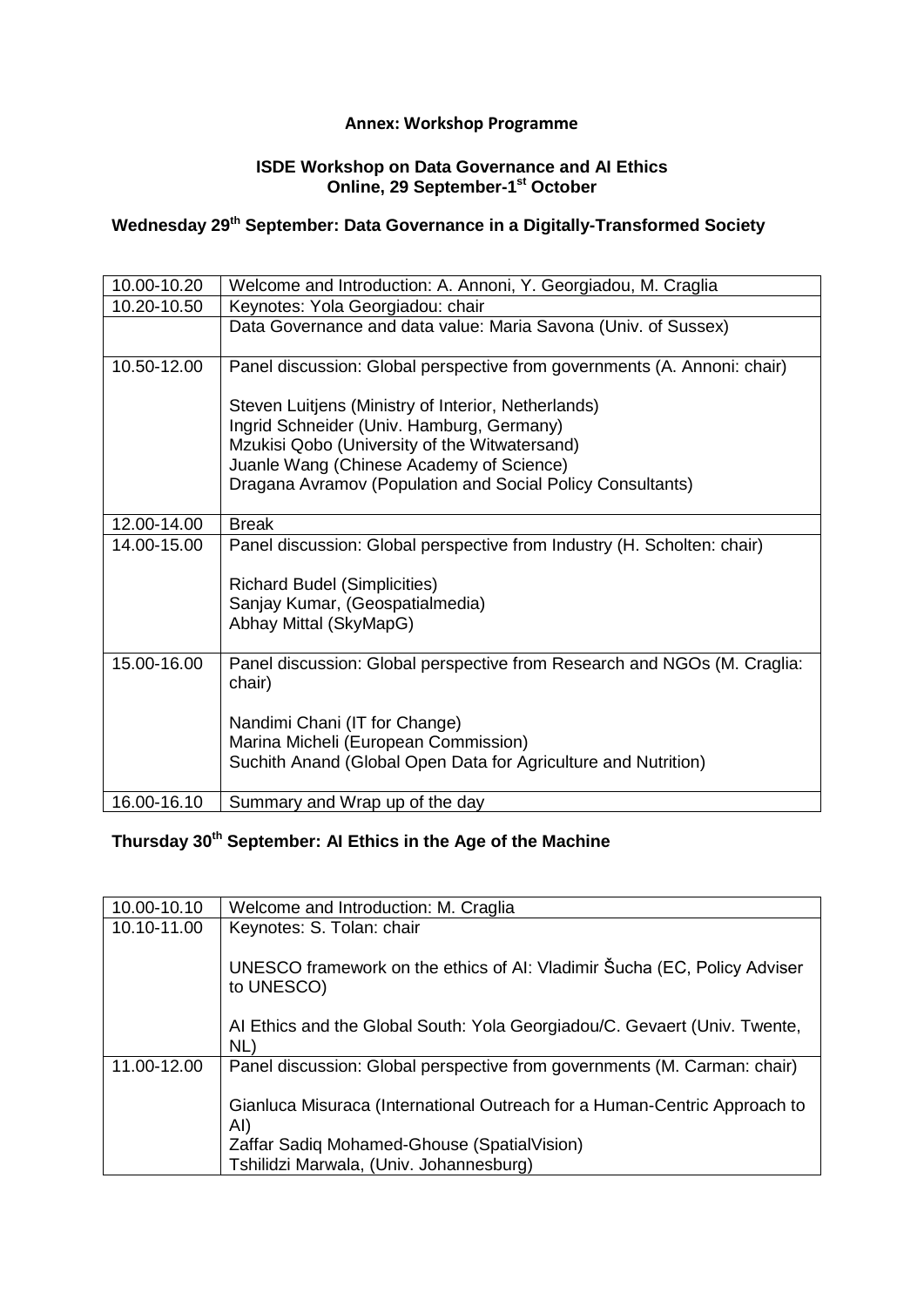**Annex: Workshop Programme**

**ISDE Workshop on Data Governance and AI Ethics**
**Online, 29 September-1st October**

## Wednesday 29th September: Data Governance in a Digitally-Transformed Society

| | |
|---|---|
| 10.00-10.20 | Welcome and Introduction: A. Annoni, Y. Georgiadou, M. Craglia |
| 10.20-10.50 | Keynotes: Yola Georgiadou: chair |
| | Data Governance and data value: Maria Savona (Univ. of Sussex) |
| 10.50-12.00 | Panel discussion: Global perspective from governments (A. Annoni: chair)<br><br>Steven Luitjens (Ministry of Interior, Netherlands)<br>Ingrid Schneider (Univ. Hamburg, Germany)<br>Mzukisi Qobo (University of the Witwatersand)<br>Juanle Wang (Chinese Academy of Science)<br>Dragana Avramov (Population and Social Policy Consultants) |
| 12.00-14.00 | Break |
| 14.00-15.00 | Panel discussion: Global perspective from Industry (H. Scholten: chair)<br><br>Richard Budel (Simplicities)<br>Sanjay Kumar, (Geospatialmedia)<br>Abhay Mittal (SkyMapG) |
| 15.00-16.00 | Panel discussion: Global perspective from Research and NGOs (M. Craglia: chair)<br><br>Nandimi Chani (IT for Change)<br>Marina Micheli (European Commission)<br>Suchith Anand (Global Open Data for Agriculture and Nutrition) |
| 16.00-16.10 | Summary and Wrap up of the day |

## Thursday 30th September: AI Ethics in the Age of the Machine

| | |
|---|---|
| 10.00-10.10 | Welcome and Introduction: M. Craglia |
| 10.10-11.00 | Keynotes: S. Tolan: chair<br><br>UNESCO framework on the ethics of AI: Vladimir Šucha (EC, Policy Adviser to UNESCO)<br><br>AI Ethics and the Global South: Yola Georgiadou/C. Gevaert (Univ. Twente, NL) |
| 11.00-12.00 | Panel discussion: Global perspective from governments (M. Carman: chair)<br><br>Gianluca Misuraca (International Outreach for a Human-Centric Approach to AI)<br>Zaffar Sadiq Mohamed-Ghouse (SpatialVision)<br>Tshilidzi Marwala, (Univ. Johannesburg) |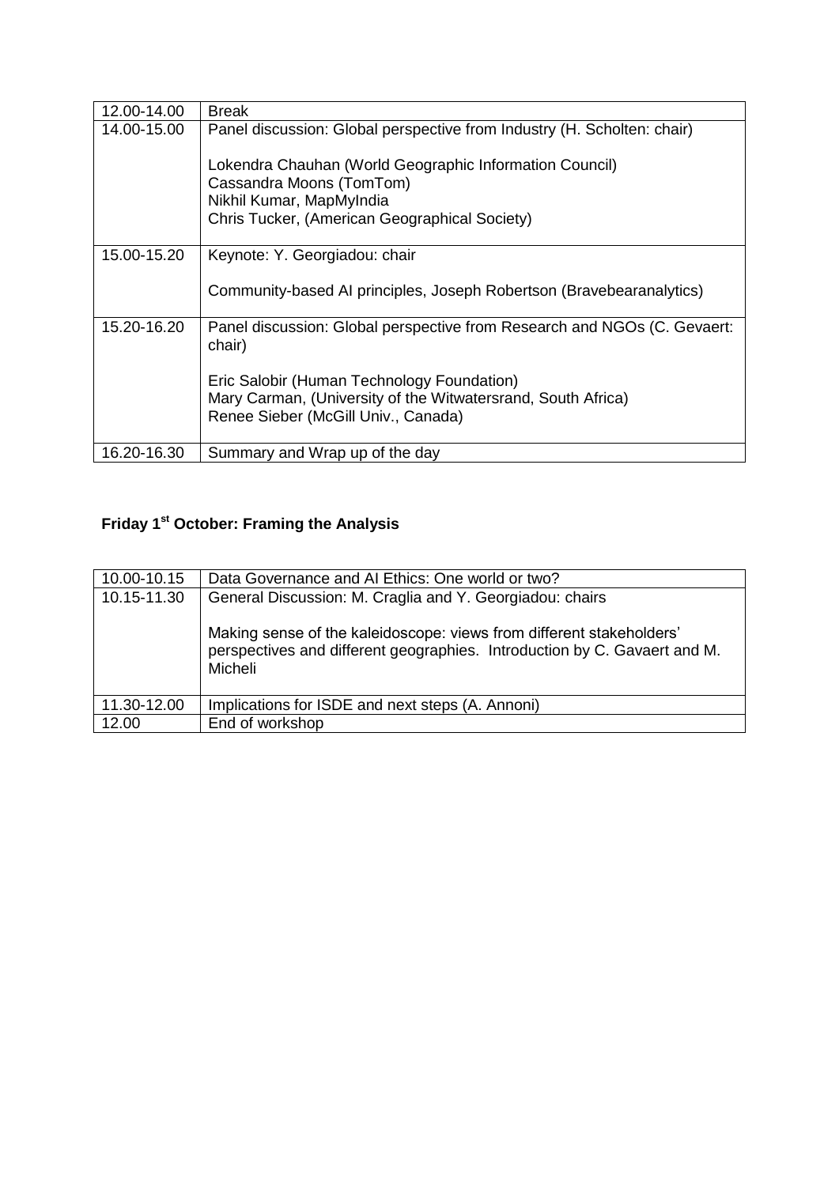| | |
|---|---|
| 12.00-14.00 | Break |
| 14.00-15.00 | Panel discussion: Global perspective from Industry (H. Scholten: chair)<br><br>Lokendra Chauhan (World Geographic Information Council)<br>Cassandra Moons (TomTom)<br>Nikhil Kumar, MapMyIndia<br>Chris Tucker, (American Geographical Society) |
| 15.00-15.20 | Keynote: Y. Georgiadou: chair<br><br>Community-based AI principles, Joseph Robertson (Bravebearanalytics) |
| 15.20-16.20 | Panel discussion: Global perspective from Research and NGOs (C. Gevaert: chair)<br><br>Eric Salobir (Human Technology Foundation)<br>Mary Carman, (University of the Witwatersrand, South Africa)<br>Renee Sieber (McGill Univ., Canada) |
| 16.20-16.30 | Summary and Wrap up of the day |

### Friday 1st October: Framing the Analysis

| | |
|---|---|
| 10.00-10.15 | Data Governance and AI Ethics: One world or two? |
| 10.15-11.30 | General Discussion: M. Craglia and Y. Georgiadou: chairs<br><br>Making sense of the kaleidoscope: views from different stakeholders' perspectives and different geographies. Introduction by C. Gavaert and M. Micheli |
| 11.30-12.00 | Implications for ISDE and next steps (A. Annoni) |
| 12.00 | End of workshop |